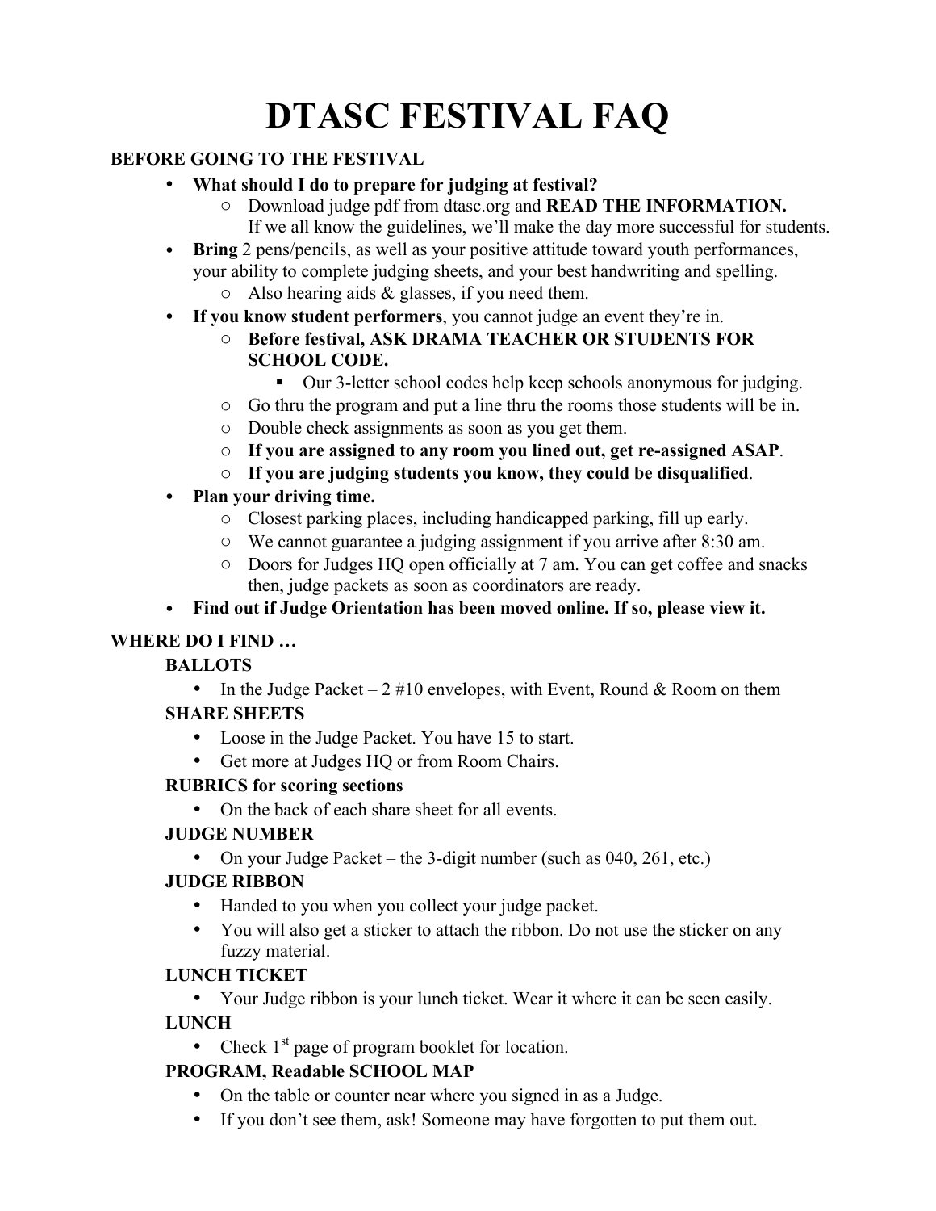# DTASC FESTIVAL FAQ

## BEFORE GOING TO THE FESTIVAL

- **What should I do to prepare for judging at festival?**
  - Download judge pdf from dtasc.org and **READ THE INFORMATION.** If we all know the guidelines, we'll make the day more successful for students.
- **Bring** 2 pens/pencils, as well as your positive attitude toward youth performances, your ability to complete judging sheets, and your best handwriting and spelling.
  - Also hearing aids & glasses, if you need them.
- **If you know student performers**, you cannot judge an event they're in.
  - **Before festival, ASK DRAMA TEACHER OR STUDENTS FOR SCHOOL CODE.**
    - Our 3-letter school codes help keep schools anonymous for judging.
  - Go thru the program and put a line thru the rooms those students will be in.
  - Double check assignments as soon as you get them.
  - **If you are assigned to any room you lined out, get re-assigned ASAP**.
  - **If you are judging students you know, they could be disqualified**.
- **Plan your driving time.**
  - Closest parking places, including handicapped parking, fill up early.
  - We cannot guarantee a judging assignment if you arrive after 8:30 am.
  - Doors for Judges HQ open officially at 7 am. You can get coffee and snacks then, judge packets as soon as coordinators are ready.
- **Find out if Judge Orientation has been moved online. If so, please view it.**

## WHERE DO I FIND …

### BALLOTS

- In the Judge Packet – 2 #10 envelopes, with Event, Round & Room on them

### SHARE SHEETS

- Loose in the Judge Packet. You have 15 to start.
- Get more at Judges HQ or from Room Chairs.

### RUBRICS for scoring sections

- On the back of each share sheet for all events.

### JUDGE NUMBER

- On your Judge Packet – the 3-digit number (such as 040, 261, etc.)

### JUDGE RIBBON

- Handed to you when you collect your judge packet.
- You will also get a sticker to attach the ribbon. Do not use the sticker on any fuzzy material.

### LUNCH TICKET

- Your Judge ribbon is your lunch ticket. Wear it where it can be seen easily.

### LUNCH

- Check 1st page of program booklet for location.

### PROGRAM, Readable SCHOOL MAP

- On the table or counter near where you signed in as a Judge.
- If you don't see them, ask! Someone may have forgotten to put them out.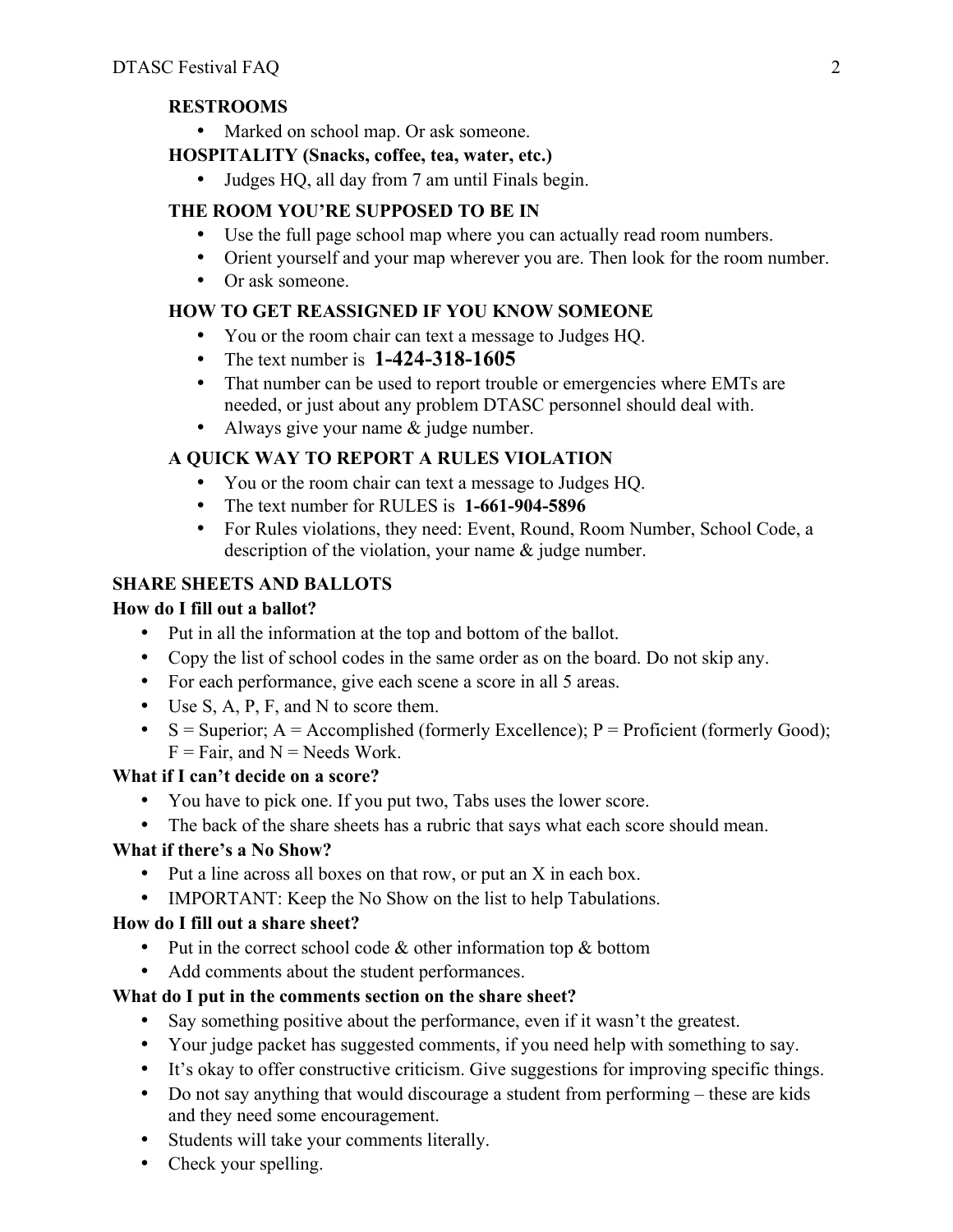**RESTROOMS**

- Marked on school map. Or ask someone.

**HOSPITALITY (Snacks, coffee, tea, water, etc.)**

- Judges HQ, all day from 7 am until Finals begin.

**THE ROOM YOU'RE SUPPOSED TO BE IN**

- Use the full page school map where you can actually read room numbers.
- Orient yourself and your map wherever you are. Then look for the room number.
- Or ask someone.

**HOW TO GET REASSIGNED IF YOU KNOW SOMEONE**

- You or the room chair can text a message to Judges HQ.
- The text number is **1-424-318-1605**
- That number can be used to report trouble or emergencies where EMTs are needed, or just about any problem DTASC personnel should deal with.
- Always give your name & judge number.

**A QUICK WAY TO REPORT A RULES VIOLATION**

- You or the room chair can text a message to Judges HQ.
- The text number for RULES is **1-661-904-5896**
- For Rules violations, they need: Event, Round, Room Number, School Code, a description of the violation, your name & judge number.

## SHARE SHEETS AND BALLOTS

**How do I fill out a ballot?**

- Put in all the information at the top and bottom of the ballot.
- Copy the list of school codes in the same order as on the board. Do not skip any.
- For each performance, give each scene a score in all 5 areas.
- Use S, A, P, F, and N to score them.
- S = Superior; A = Accomplished (formerly Excellence); P = Proficient (formerly Good); F = Fair, and N = Needs Work.

**What if I can't decide on a score?**

- You have to pick one. If you put two, Tabs uses the lower score.
- The back of the share sheets has a rubric that says what each score should mean.

**What if there's a No Show?**

- Put a line across all boxes on that row, or put an X in each box.
- IMPORTANT: Keep the No Show on the list to help Tabulations.

**How do I fill out a share sheet?**

- Put in the correct school code & other information top & bottom
- Add comments about the student performances.

**What do I put in the comments section on the share sheet?**

- Say something positive about the performance, even if it wasn't the greatest.
- Your judge packet has suggested comments, if you need help with something to say.
- It's okay to offer constructive criticism. Give suggestions for improving specific things.
- Do not say anything that would discourage a student from performing – these are kids and they need some encouragement.
- Students will take your comments literally.
- Check your spelling.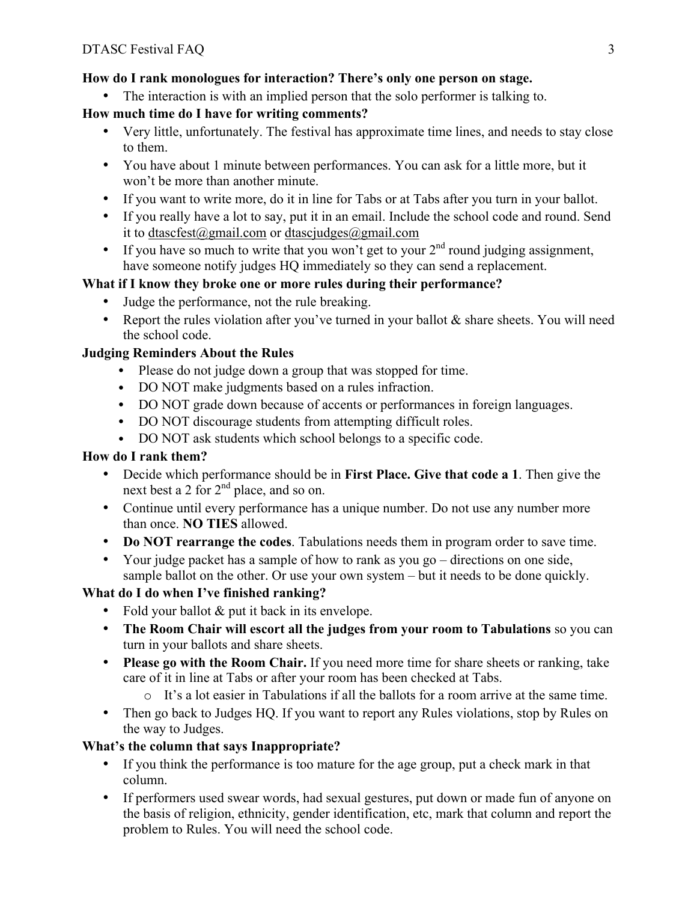**How do I rank monologues for interaction? There's only one person on stage.**

- The interaction is with an implied person that the solo performer is talking to.

**How much time do I have for writing comments?**

- Very little, unfortunately. The festival has approximate time lines, and needs to stay close to them.
- You have about 1 minute between performances. You can ask for a little more, but it won't be more than another minute.
- If you want to write more, do it in line for Tabs or at Tabs after you turn in your ballot.
- If you really have a lot to say, put it in an email. Include the school code and round. Send it to dtascfest@gmail.com or dtascjudges@gmail.com
- If you have so much to write that you won't get to your 2nd round judging assignment, have someone notify judges HQ immediately so they can send a replacement.

**What if I know they broke one or more rules during their performance?**

- Judge the performance, not the rule breaking.
- Report the rules violation after you've turned in your ballot & share sheets. You will need the school code.

**Judging Reminders About the Rules**

- Please do not judge down a group that was stopped for time.
- DO NOT make judgments based on a rules infraction.
- DO NOT grade down because of accents or performances in foreign languages.
- DO NOT discourage students from attempting difficult roles.
- DO NOT ask students which school belongs to a specific code.

**How do I rank them?**

- Decide which performance should be in **First Place. Give that code a 1**. Then give the next best a 2 for 2nd place, and so on.
- Continue until every performance has a unique number. Do not use any number more than once. **NO TIES** allowed.
- **Do NOT rearrange the codes**. Tabulations needs them in program order to save time.
- Your judge packet has a sample of how to rank as you go – directions on one side, sample ballot on the other. Or use your own system – but it needs to be done quickly.

**What do I do when I've finished ranking?**

- Fold your ballot & put it back in its envelope.
- **The Room Chair will escort all the judges from your room to Tabulations** so you can turn in your ballots and share sheets.
- **Please go with the Room Chair.** If you need more time for share sheets or ranking, take care of it in line at Tabs or after your room has been checked at Tabs.
  - It's a lot easier in Tabulations if all the ballots for a room arrive at the same time.
- Then go back to Judges HQ. If you want to report any Rules violations, stop by Rules on the way to Judges.

**What's the column that says Inappropriate?**

- If you think the performance is too mature for the age group, put a check mark in that column.
- If performers used swear words, had sexual gestures, put down or made fun of anyone on the basis of religion, ethnicity, gender identification, etc, mark that column and report the problem to Rules. You will need the school code.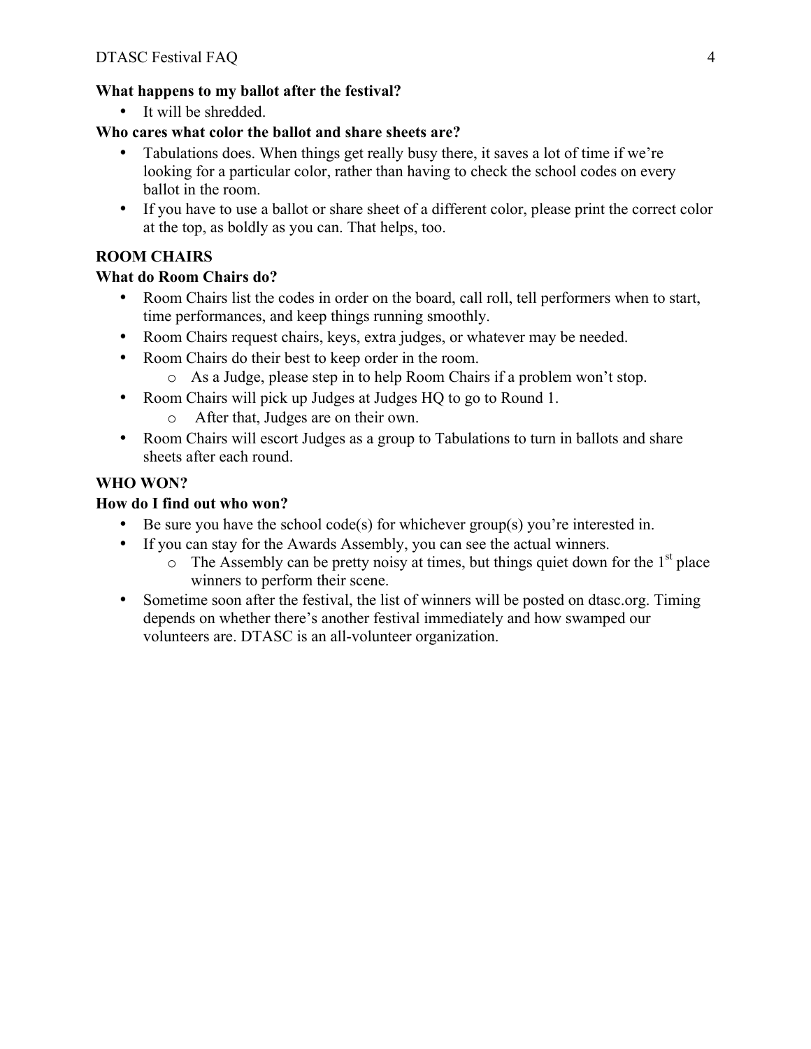**What happens to my ballot after the festival?**

- It will be shredded.

**Who cares what color the ballot and share sheets are?**

- Tabulations does. When things get really busy there, it saves a lot of time if we're looking for a particular color, rather than having to check the school codes on every ballot in the room.
- If you have to use a ballot or share sheet of a different color, please print the correct color at the top, as boldly as you can. That helps, too.

## ROOM CHAIRS

**What do Room Chairs do?**

- Room Chairs list the codes in order on the board, call roll, tell performers when to start, time performances, and keep things running smoothly.
- Room Chairs request chairs, keys, extra judges, or whatever may be needed.
- Room Chairs do their best to keep order in the room.
  - As a Judge, please step in to help Room Chairs if a problem won't stop.
- Room Chairs will pick up Judges at Judges HQ to go to Round 1.
  - After that, Judges are on their own.
- Room Chairs will escort Judges as a group to Tabulations to turn in ballots and share sheets after each round.

## WHO WON?

**How do I find out who won?**

- Be sure you have the school code(s) for whichever group(s) you're interested in.
- If you can stay for the Awards Assembly, you can see the actual winners.
  - The Assembly can be pretty noisy at times, but things quiet down for the 1st place winners to perform their scene.
- Sometime soon after the festival, the list of winners will be posted on dtasc.org. Timing depends on whether there's another festival immediately and how swamped our volunteers are. DTASC is an all-volunteer organization.